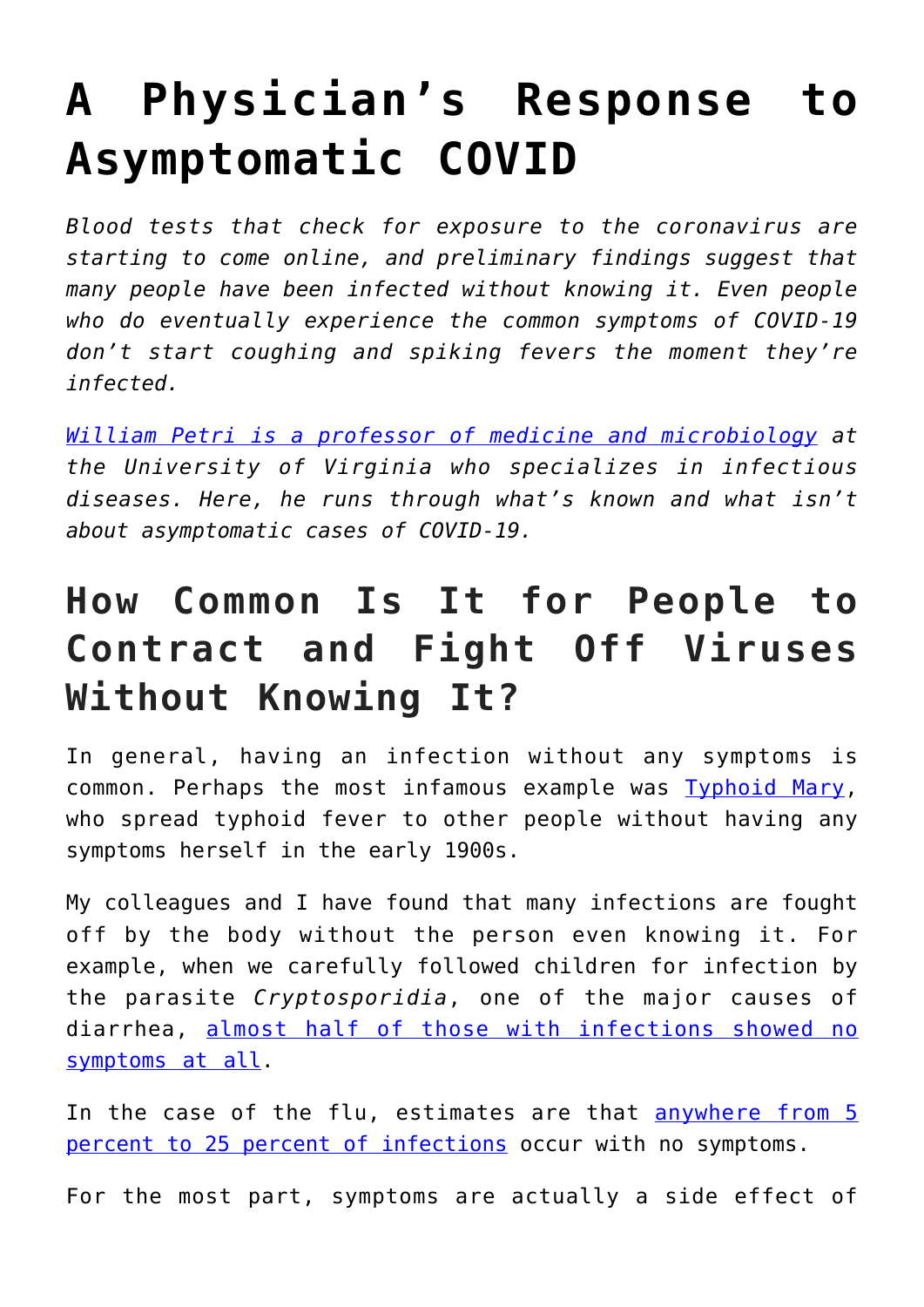# A Physician's Response to Asymptomatic COVID

*Blood tests that check for exposure to the coronavirus are starting to come online, and preliminary findings suggest that many people have been infected without knowing it. Even people who do eventually experience the common symptoms of COVID-19 don't start coughing and spiking fevers the moment they're infected.*

*William Petri is a professor of medicine and microbiology at the University of Virginia who specializes in infectious diseases. Here, he runs through what's known and what isn't about asymptomatic cases of COVID-19.*

## How Common Is It for People to Contract and Fight Off Viruses Without Knowing It?

In general, having an infection without any symptoms is common. Perhaps the most infamous example was Typhoid Mary, who spread typhoid fever to other people without having any symptoms herself in the early 1900s.

My colleagues and I have found that many infections are fought off by the body without the person even knowing it. For example, when we carefully followed children for infection by the parasite *Cryptosporidia*, one of the major causes of diarrhea, almost half of those with infections showed no symptoms at all.

In the case of the flu, estimates are that anywhere from 5 percent to 25 percent of infections occur with no symptoms.

For the most part, symptoms are actually a side effect of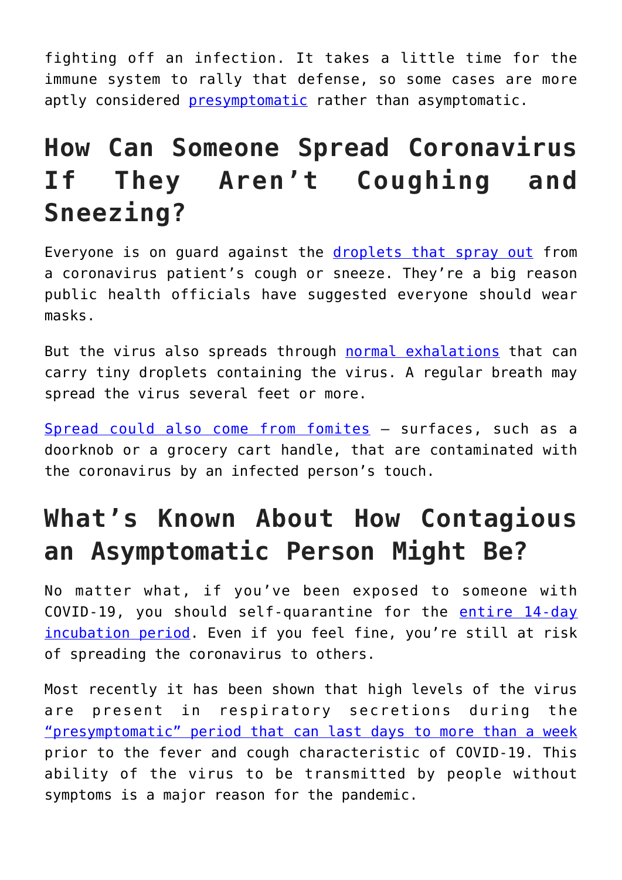fighting off an infection. It takes a little time for the immune system to rally that defense, so some cases are more aptly considered presymptomatic rather than asymptomatic.

## How Can Someone Spread Coronavirus If They Aren't Coughing and Sneezing?

Everyone is on guard against the droplets that spray out from a coronavirus patient's cough or sneeze. They're a big reason public health officials have suggested everyone should wear masks.

But the virus also spreads through normal exhalations that can carry tiny droplets containing the virus. A regular breath may spread the virus several feet or more.

Spread could also come from fomites – surfaces, such as a doorknob or a grocery cart handle, that are contaminated with the coronavirus by an infected person's touch.

## What's Known About How Contagious an Asymptomatic Person Might Be?

No matter what, if you've been exposed to someone with COVID-19, you should self-quarantine for the entire 14-day incubation period. Even if you feel fine, you're still at risk of spreading the coronavirus to others.

Most recently it has been shown that high levels of the virus are present in respiratory secretions during the "presymptomatic" period that can last days to more than a week prior to the fever and cough characteristic of COVID-19. This ability of the virus to be transmitted by people without symptoms is a major reason for the pandemic.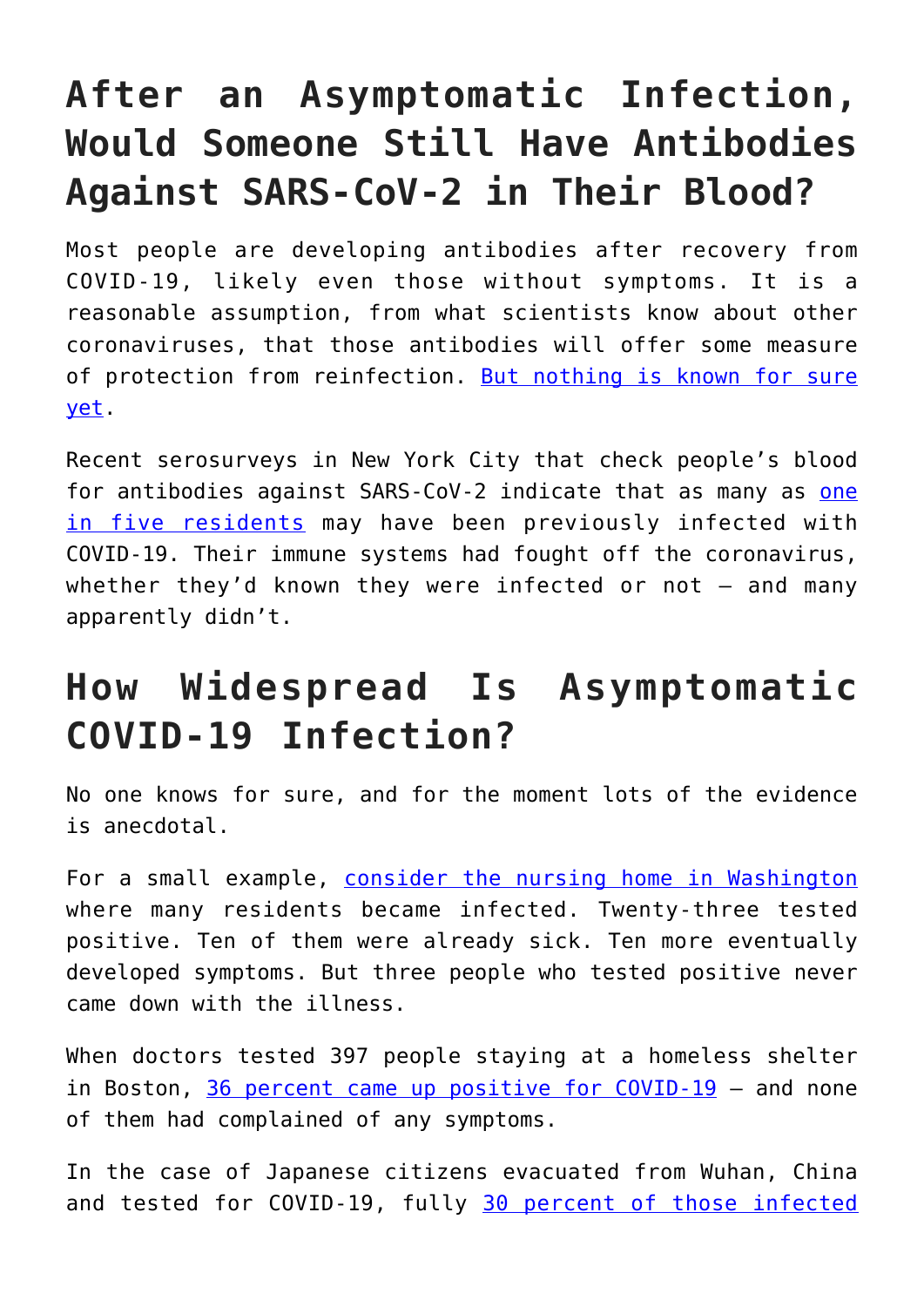# After an Asymptomatic Infection, Would Someone Still Have Antibodies Against SARS-CoV-2 in Their Blood?

Most people are developing antibodies after recovery from COVID-19, likely even those without symptoms. It is a reasonable assumption, from what scientists know about other coronaviruses, that those antibodies will offer some measure of protection from reinfection. [But nothing is known for sure yet](#).

Recent serosurveys in New York City that check people's blood for antibodies against SARS-CoV-2 indicate that as many as [one in five residents](#) may have been previously infected with COVID-19. Their immune systems had fought off the coronavirus, whether they'd known they were infected or not — and many apparently didn't.

# How Widespread Is Asymptomatic COVID-19 Infection?

No one knows for sure, and for the moment lots of the evidence is anecdotal.

For a small example, [consider the nursing home in Washington](#) where many residents became infected. Twenty-three tested positive. Ten of them were already sick. Ten more eventually developed symptoms. But three people who tested positive never came down with the illness.

When doctors tested 397 people staying at a homeless shelter in Boston, [36 percent came up positive for COVID-19](#) — and none of them had complained of any symptoms.

In the case of Japanese citizens evacuated from Wuhan, China and tested for COVID-19, fully [30 percent of those infected](#)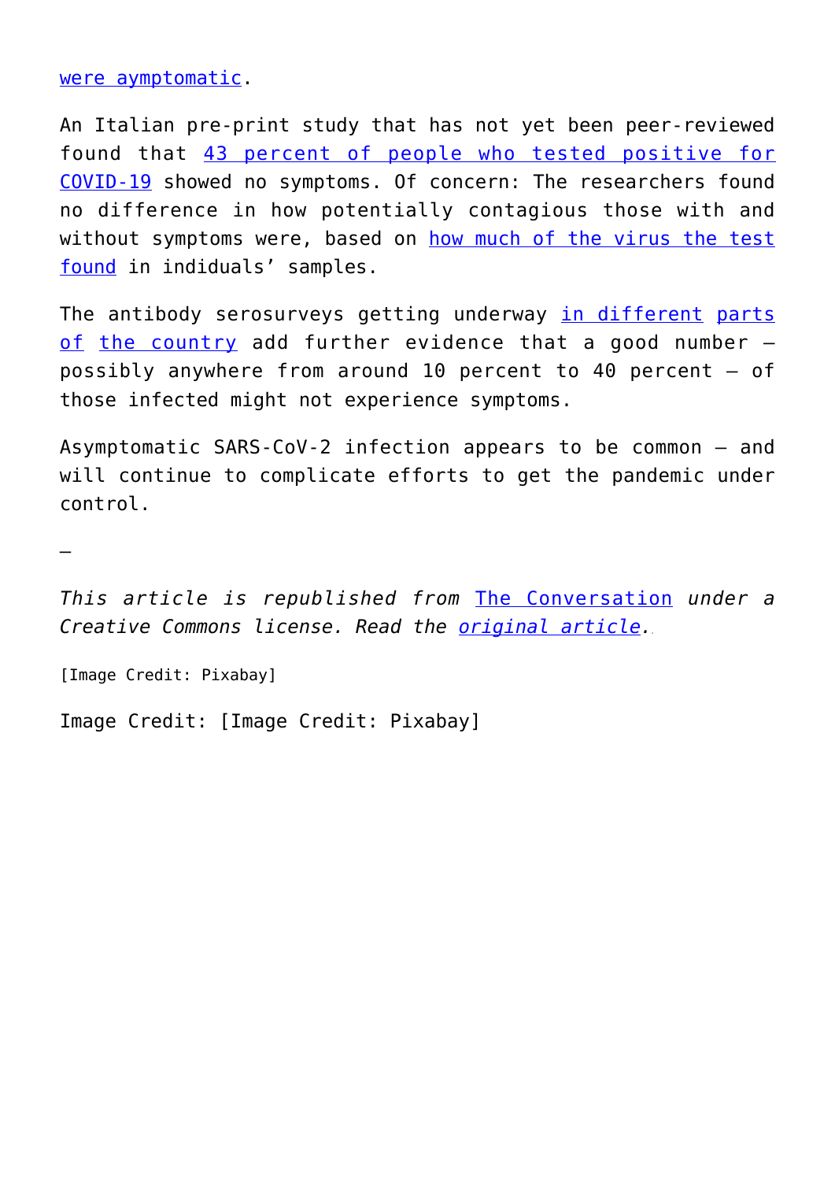were aymptomatic.

An Italian pre-print study that has not yet been peer-reviewed found that 43 percent of people who tested positive for COVID-19 showed no symptoms. Of concern: The researchers found no difference in how potentially contagious those with and without symptoms were, based on how much of the virus the test found in indiduals' samples.

The antibody serosurveys getting underway in different parts of the country add further evidence that a good number – possibly anywhere from around 10 percent to 40 percent – of those infected might not experience symptoms.

Asymptomatic SARS-CoV-2 infection appears to be common – and will continue to complicate efforts to get the pandemic under control.

—

*This article is republished from The Conversation under a Creative Commons license. Read the original article.*

[Image Credit: Pixabay]

Image Credit: [Image Credit: Pixabay]